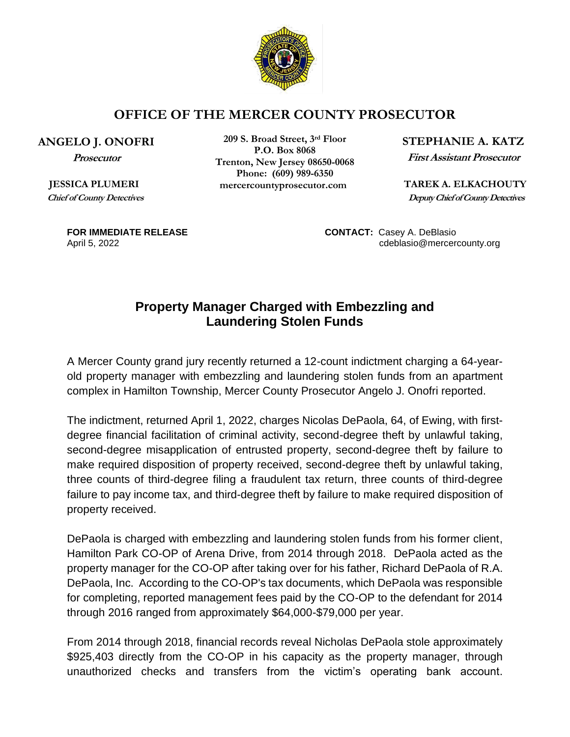# OFFICE OF THE MERCER COUNTY PROSECUTOR

**ANGELO J. ONOFRI**
*Prosecutor*

**JESSICA PLUMERI**
*Chief of County Detectives*

**209 S. Broad Street, 3rd Floor**
**P.O. Box 8068**
**Trenton, New Jersey 08650-0068**
**Phone: (609) 989-6350**
**mercercountyprosecutor.com**

**STEPHANIE A. KATZ**
*First Assistant Prosecutor*

**TAREK A. ELKACHOUTY**
*Deputy Chief of County Detectives*

**FOR IMMEDIATE RELEASE**
April 5, 2022

**CONTACT:** Casey A. DeBlasio
cdeblasio@mercercounty.org

## Property Manager Charged with Embezzling and Laundering Stolen Funds

A Mercer County grand jury recently returned a 12-count indictment charging a 64-year-old property manager with embezzling and laundering stolen funds from an apartment complex in Hamilton Township, Mercer County Prosecutor Angelo J. Onofri reported.

The indictment, returned April 1, 2022, charges Nicolas DePaola, 64, of Ewing, with first-degree financial facilitation of criminal activity, second-degree theft by unlawful taking, second-degree misapplication of entrusted property, second-degree theft by failure to make required disposition of property received, second-degree theft by unlawful taking, three counts of third-degree filing a fraudulent tax return, three counts of third-degree failure to pay income tax, and third-degree theft by failure to make required disposition of property received.

DePaola is charged with embezzling and laundering stolen funds from his former client, Hamilton Park CO-OP of Arena Drive, from 2014 through 2018. DePaola acted as the property manager for the CO-OP after taking over for his father, Richard DePaola of R.A. DePaola, Inc. According to the CO-OP's tax documents, which DePaola was responsible for completing, reported management fees paid by the CO-OP to the defendant for 2014 through 2016 ranged from approximately $64,000-$79,000 per year.

From 2014 through 2018, financial records reveal Nicholas DePaola stole approximately $925,403 directly from the CO-OP in his capacity as the property manager, through unauthorized checks and transfers from the victim's operating bank account.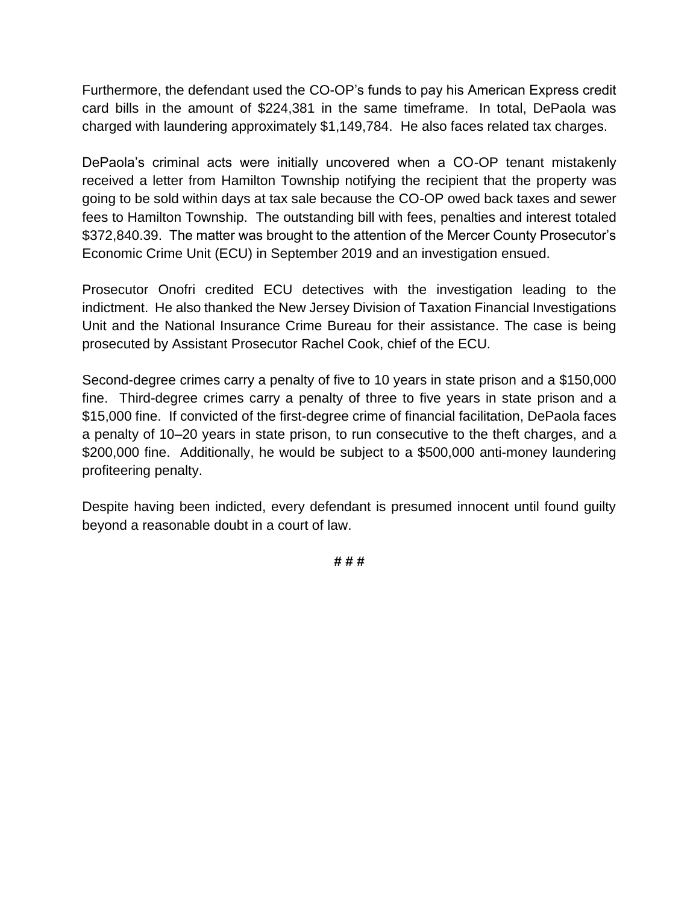Furthermore, the defendant used the CO-OP's funds to pay his American Express credit card bills in the amount of $224,381 in the same timeframe. In total, DePaola was charged with laundering approximately $1,149,784. He also faces related tax charges.

DePaola's criminal acts were initially uncovered when a CO-OP tenant mistakenly received a letter from Hamilton Township notifying the recipient that the property was going to be sold within days at tax sale because the CO-OP owed back taxes and sewer fees to Hamilton Township. The outstanding bill with fees, penalties and interest totaled $372,840.39. The matter was brought to the attention of the Mercer County Prosecutor's Economic Crime Unit (ECU) in September 2019 and an investigation ensued.

Prosecutor Onofri credited ECU detectives with the investigation leading to the indictment. He also thanked the New Jersey Division of Taxation Financial Investigations Unit and the National Insurance Crime Bureau for their assistance. The case is being prosecuted by Assistant Prosecutor Rachel Cook, chief of the ECU.

Second-degree crimes carry a penalty of five to 10 years in state prison and a $150,000 fine. Third-degree crimes carry a penalty of three to five years in state prison and a $15,000 fine. If convicted of the first-degree crime of financial facilitation, DePaola faces a penalty of 10–20 years in state prison, to run consecutive to the theft charges, and a $200,000 fine. Additionally, he would be subject to a $500,000 anti-money laundering profiteering penalty.

Despite having been indicted, every defendant is presumed innocent until found guilty beyond a reasonable doubt in a court of law.

# # #